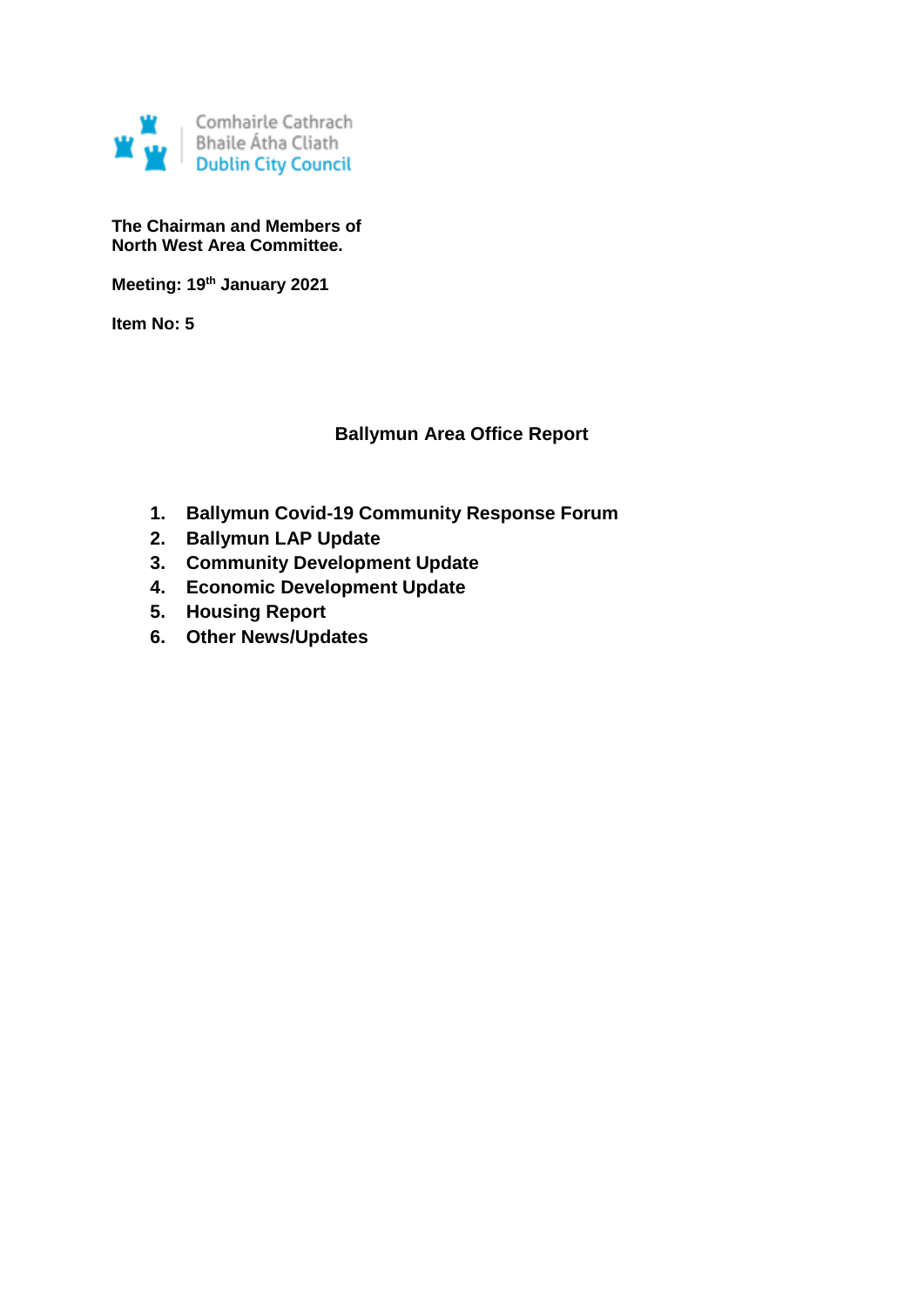Comhairle Cathrach
Bhaile Átha Cliath
Dublin City Council

**The Chairman and Members of**
**North West Area Committee.**

**Meeting: 19th January 2021**

**Item No: 5**

## Ballymun Area Office Report

1. **Ballymun Covid-19 Community Response Forum**
2. **Ballymun LAP Update**
3. **Community Development Update**
4. **Economic Development Update**
5. **Housing Report**
6. **Other News/Updates**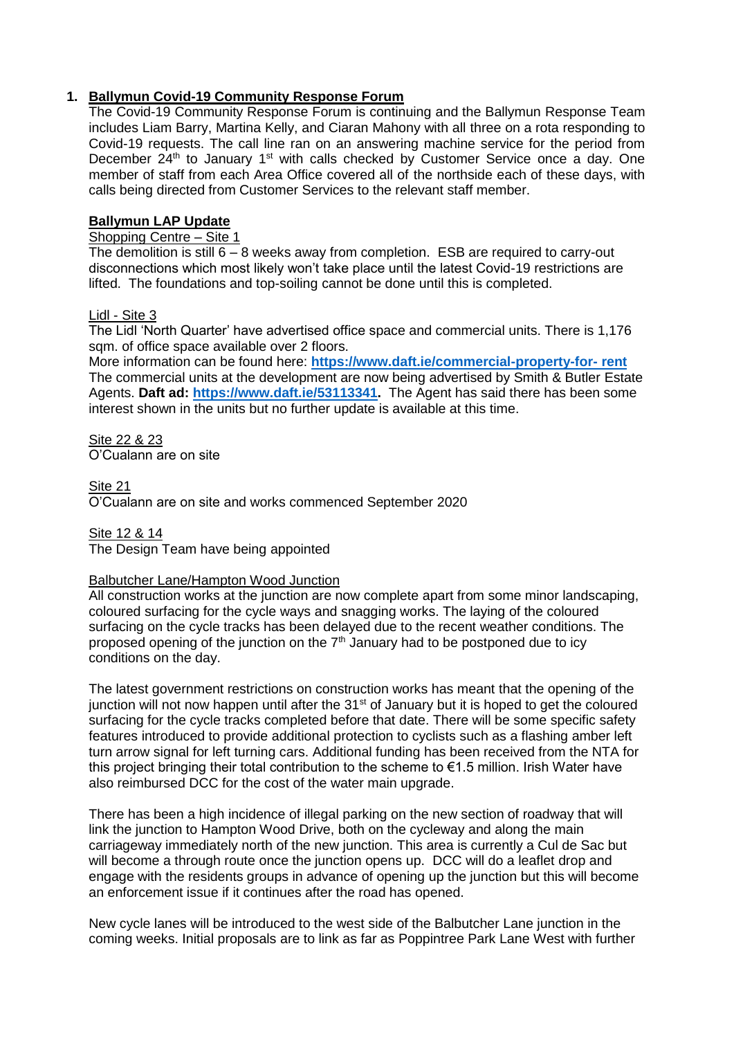## 1. Ballymun Covid-19 Community Response Forum

The Covid-19 Community Response Forum is continuing and the Ballymun Response Team includes Liam Barry, Martina Kelly, and Ciaran Mahony with all three on a rota responding to Covid-19 requests. The call line ran on an answering machine service for the period from December 24th to January 1st with calls checked by Customer Service once a day. One member of staff from each Area Office covered all of the northside each of these days, with calls being directed from Customer Services to the relevant staff member.

### Ballymun LAP Update

Shopping Centre – Site 1

The demolition is still 6 – 8 weeks away from completion. ESB are required to carry-out disconnections which most likely won't take place until the latest Covid-19 restrictions are lifted. The foundations and top-soiling cannot be done until this is completed.

Lidl - Site 3

The Lidl 'North Quarter' have advertised office space and commercial units. There is 1,176 sqm. of office space available over 2 floors.

More information can be found here: **https://www.daft.ie/commercial-property-for- rent**

The commercial units at the development are now being advertised by Smith & Butler Estate Agents. **Daft ad: https://www.daft.ie/53113341.** The Agent has said there has been some interest shown in the units but no further update is available at this time.

Site 22 & 23

O'Cualann are on site

Site 21

O'Cualann are on site and works commenced September 2020

Site 12 & 14

The Design Team have being appointed

Balbutcher Lane/Hampton Wood Junction

All construction works at the junction are now complete apart from some minor landscaping, coloured surfacing for the cycle ways and snagging works. The laying of the coloured surfacing on the cycle tracks has been delayed due to the recent weather conditions. The proposed opening of the junction on the 7th January had to be postponed due to icy conditions on the day.

The latest government restrictions on construction works has meant that the opening of the junction will not now happen until after the 31st of January but it is hoped to get the coloured surfacing for the cycle tracks completed before that date. There will be some specific safety features introduced to provide additional protection to cyclists such as a flashing amber left turn arrow signal for left turning cars. Additional funding has been received from the NTA for this project bringing their total contribution to the scheme to €1.5 million. Irish Water have also reimbursed DCC for the cost of the water main upgrade.

There has been a high incidence of illegal parking on the new section of roadway that will link the junction to Hampton Wood Drive, both on the cycleway and along the main carriageway immediately north of the new junction. This area is currently a Cul de Sac but will become a through route once the junction opens up. DCC will do a leaflet drop and engage with the residents groups in advance of opening up the junction but this will become an enforcement issue if it continues after the road has opened.

New cycle lanes will be introduced to the west side of the Balbutcher Lane junction in the coming weeks. Initial proposals are to link as far as Poppintree Park Lane West with further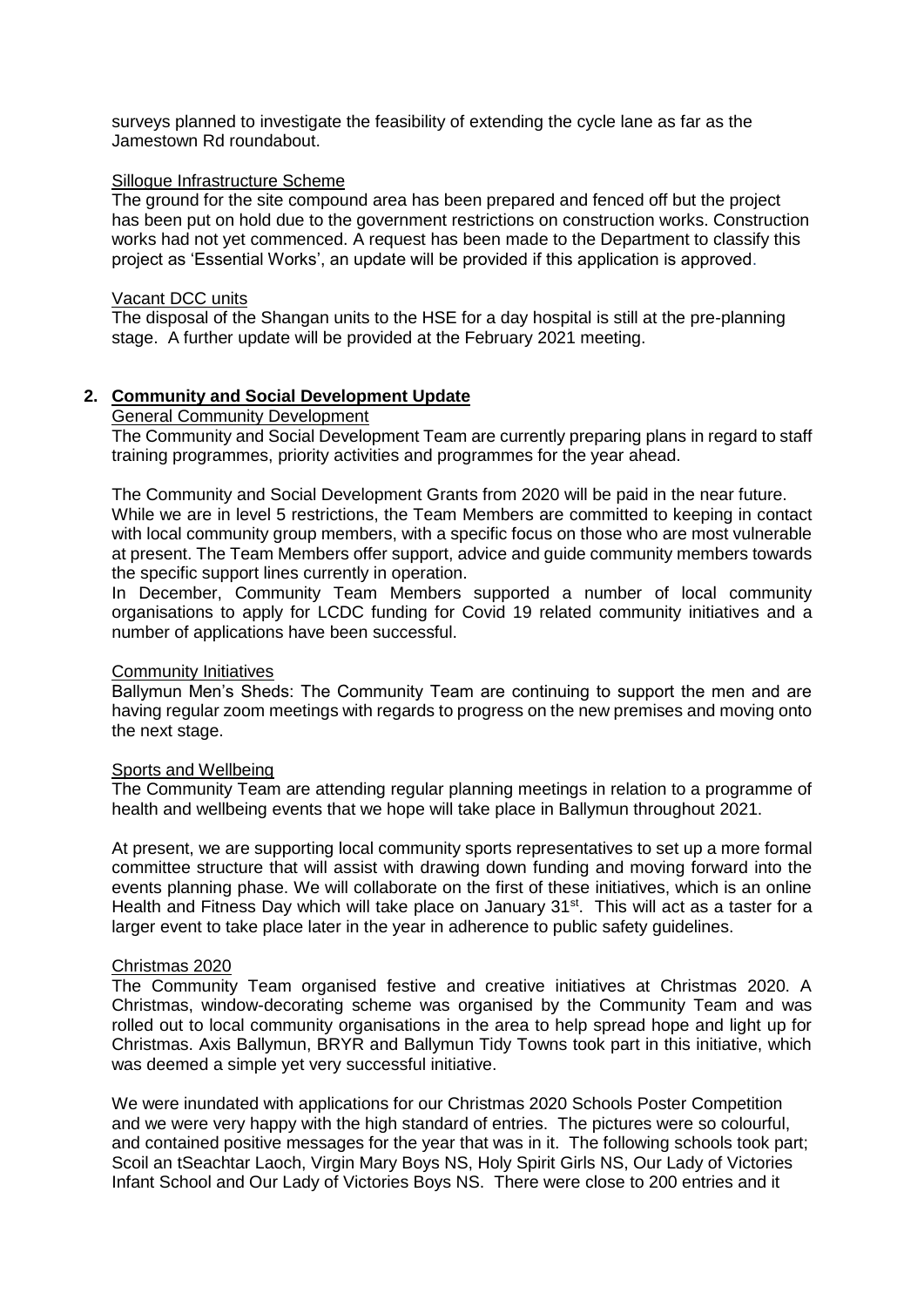surveys planned to investigate the feasibility of extending the cycle lane as far as the Jamestown Rd roundabout.

Sillogue Infrastructure Scheme

The ground for the site compound area has been prepared and fenced off but the project has been put on hold due to the government restrictions on construction works. Construction works had not yet commenced. A request has been made to the Department to classify this project as 'Essential Works', an update will be provided if this application is approved.

Vacant DCC units

The disposal of the Shangan units to the HSE for a day hospital is still at the pre-planning stage. A further update will be provided at the February 2021 meeting.

## 2. Community and Social Development Update

General Community Development

The Community and Social Development Team are currently preparing plans in regard to staff training programmes, priority activities and programmes for the year ahead.

The Community and Social Development Grants from 2020 will be paid in the near future. While we are in level 5 restrictions, the Team Members are committed to keeping in contact with local community group members, with a specific focus on those who are most vulnerable at present. The Team Members offer support, advice and guide community members towards the specific support lines currently in operation.

In December, Community Team Members supported a number of local community organisations to apply for LCDC funding for Covid 19 related community initiatives and a number of applications have been successful.

Community Initiatives

Ballymun Men's Sheds: The Community Team are continuing to support the men and are having regular zoom meetings with regards to progress on the new premises and moving onto the next stage.

Sports and Wellbeing

The Community Team are attending regular planning meetings in relation to a programme of health and wellbeing events that we hope will take place in Ballymun throughout 2021.

At present, we are supporting local community sports representatives to set up a more formal committee structure that will assist with drawing down funding and moving forward into the events planning phase. We will collaborate on the first of these initiatives, which is an online Health and Fitness Day which will take place on January 31st. This will act as a taster for a larger event to take place later in the year in adherence to public safety guidelines.

Christmas 2020

The Community Team organised festive and creative initiatives at Christmas 2020. A Christmas, window-decorating scheme was organised by the Community Team and was rolled out to local community organisations in the area to help spread hope and light up for Christmas. Axis Ballymun, BRYR and Ballymun Tidy Towns took part in this initiative, which was deemed a simple yet very successful initiative.

We were inundated with applications for our Christmas 2020 Schools Poster Competition and we were very happy with the high standard of entries. The pictures were so colourful, and contained positive messages for the year that was in it. The following schools took part; Scoil an tSeachtar Laoch, Virgin Mary Boys NS, Holy Spirit Girls NS, Our Lady of Victories Infant School and Our Lady of Victories Boys NS. There were close to 200 entries and it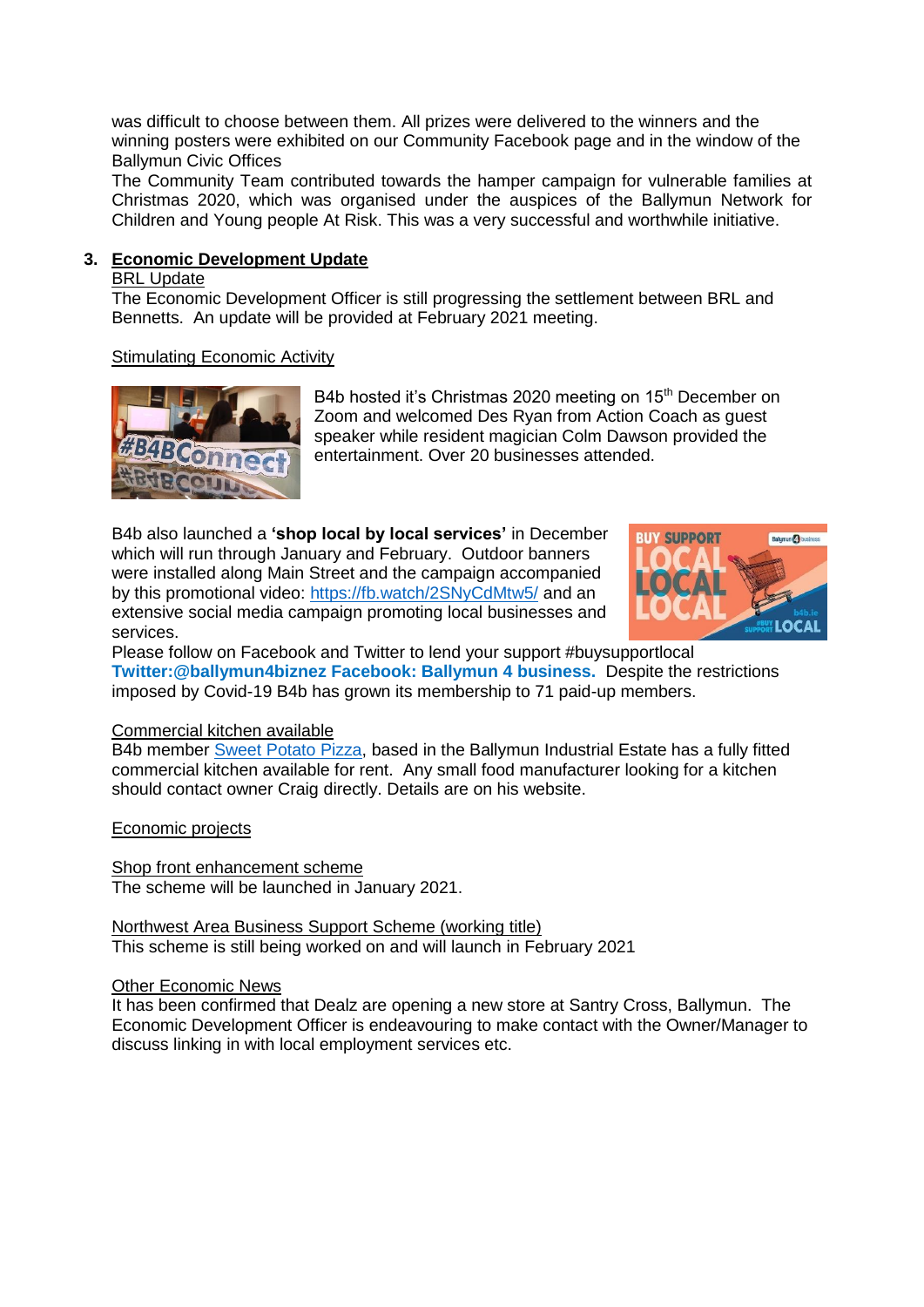was difficult to choose between them. All prizes were delivered to the winners and the winning posters were exhibited on our Community Facebook page and in the window of the Ballymun Civic Offices

The Community Team contributed towards the hamper campaign for vulnerable families at Christmas 2020, which was organised under the auspices of the Ballymun Network for Children and Young people At Risk. This was a very successful and worthwhile initiative.

## 3. Economic Development Update

BRL Update

The Economic Development Officer is still progressing the settlement between BRL and Bennetts. An update will be provided at February 2021 meeting.

Stimulating Economic Activity

B4b hosted it's Christmas 2020 meeting on 15th December on Zoom and welcomed Des Ryan from Action Coach as guest speaker while resident magician Colm Dawson provided the entertainment. Over 20 businesses attended.

B4b also launched a **'shop local by local services'** in December which will run through January and February. Outdoor banners were installed along Main Street and the campaign accompanied by this promotional video: https://fb.watch/2SNyCdMtw5/ and an extensive social media campaign promoting local businesses and services.

Please follow on Facebook and Twitter to lend your support #buysupportlocal **Twitter:@ballymun4biznez Facebook: Ballymun 4 business.** Despite the restrictions imposed by Covid-19 B4b has grown its membership to 71 paid-up members.

Commercial kitchen available

B4b member Sweet Potato Pizza, based in the Ballymun Industrial Estate has a fully fitted commercial kitchen available for rent. Any small food manufacturer looking for a kitchen should contact owner Craig directly. Details are on his website.

Economic projects

Shop front enhancement scheme

The scheme will be launched in January 2021.

Northwest Area Business Support Scheme (working title)

This scheme is still being worked on and will launch in February 2021

Other Economic News

It has been confirmed that Dealz are opening a new store at Santry Cross, Ballymun. The Economic Development Officer is endeavouring to make contact with the Owner/Manager to discuss linking in with local employment services etc.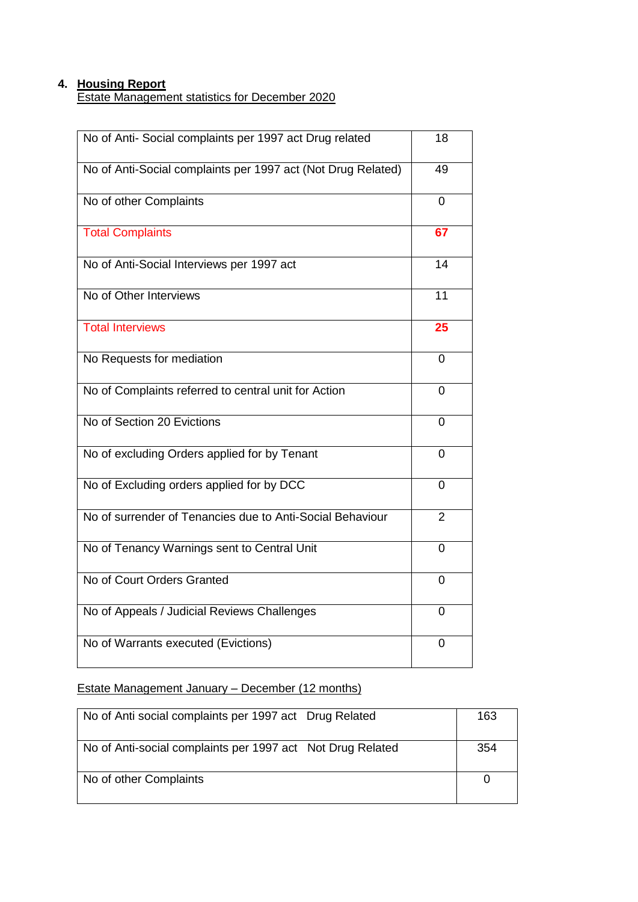**4. Housing Report**

Estate Management statistics for December 2020

| | |
|---|---|
| No of Anti- Social complaints per 1997 act Drug related | 18 |
| No of Anti-Social complaints per 1997 act (Not Drug Related) | 49 |
| No of other Complaints | 0 |
| Total Complaints | **67** |
| No of Anti-Social Interviews per 1997 act | 14 |
| No of Other Interviews | 11 |
| Total Interviews | **25** |
| No Requests for mediation | 0 |
| No of Complaints referred to central unit for Action | 0 |
| No of Section 20 Evictions | 0 |
| No of excluding Orders applied for by Tenant | 0 |
| No of Excluding orders applied for by DCC | 0 |
| No of surrender of Tenancies due to Anti-Social Behaviour | 2 |
| No of Tenancy Warnings sent to Central Unit | 0 |
| No of Court Orders Granted | 0 |
| No of Appeals / Judicial Reviews Challenges | 0 |
| No of Warrants executed (Evictions) | 0 |

Estate Management January – December (12 months)

| | |
|---|---|
| No of Anti social complaints per 1997 act Drug Related | 163 |
| No of Anti-social complaints per 1997 act Not Drug Related | 354 |
| No of other Complaints | 0 |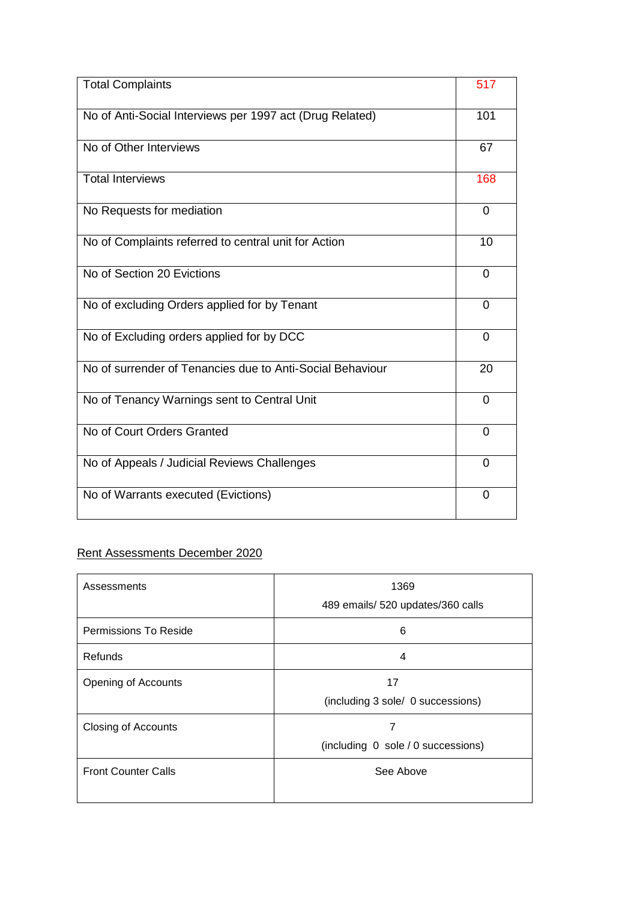| Total Complaints | 517 |
|---|---|
| No of Anti-Social Interviews per 1997 act (Drug Related) | 101 |
| No of Other Interviews | 67 |
| Total Interviews | 168 |
| No Requests for mediation | 0 |
| No of Complaints referred to central unit for Action | 10 |
| No of Section 20 Evictions | 0 |
| No of excluding Orders applied for by Tenant | 0 |
| No of Excluding orders applied for by DCC | 0 |
| No of surrender of Tenancies due to Anti-Social Behaviour | 20 |
| No of Tenancy Warnings sent to Central Unit | 0 |
| No of Court Orders Granted | 0 |
| No of Appeals / Judicial Reviews Challenges | 0 |
| No of Warrants executed (Evictions) | 0 |

Rent Assessments December 2020

| Assessments | 1369<br>489 emails/ 520 updates/360 calls |
|---|---|
| Permissions To Reside | 6 |
| Refunds | 4 |
| Opening of Accounts | 17<br>(including 3 sole/ 0 successions) |
| Closing of Accounts | 7<br>(including 0 sole / 0 successions) |
| Front Counter Calls | See Above |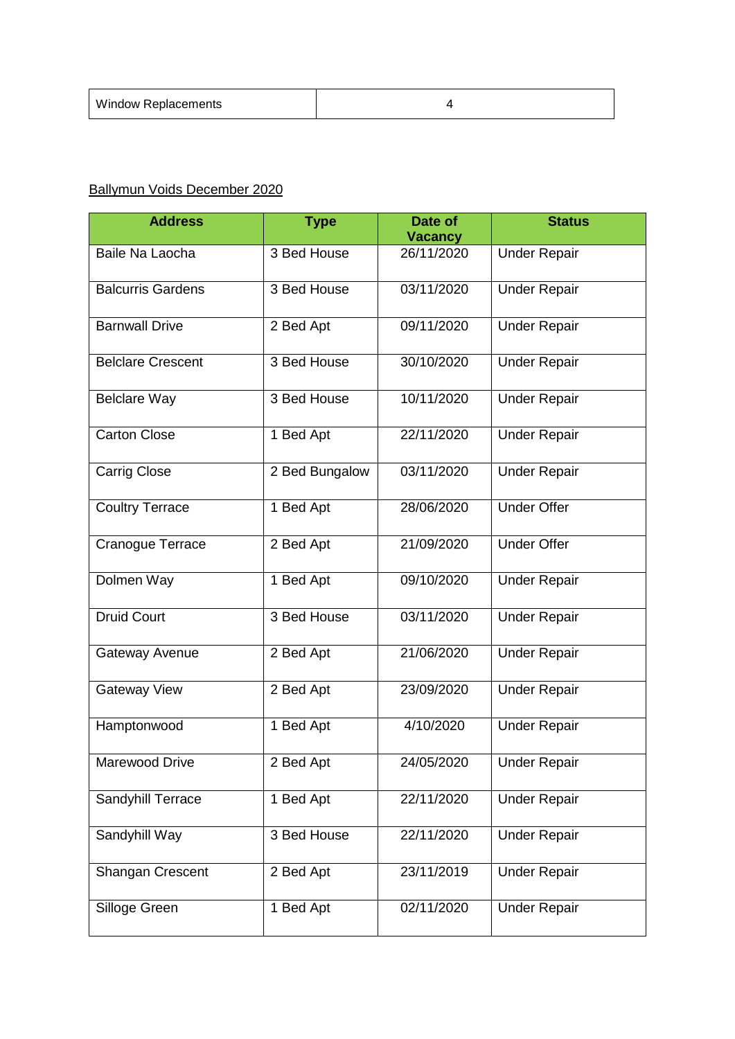| Window Replacements | 4 |
|---|---|

<u>Ballymun Voids December 2020</u>

| Address | Type | Date of Vacancy | Status |
|---|---|---|---|
| Baile Na Laocha | 3 Bed House | 26/11/2020 | Under Repair |
| Balcurris Gardens | 3 Bed House | 03/11/2020 | Under Repair |
| Barnwall Drive | 2 Bed Apt | 09/11/2020 | Under Repair |
| Belclare Crescent | 3 Bed House | 30/10/2020 | Under Repair |
| Belclare Way | 3 Bed House | 10/11/2020 | Under Repair |
| Carton Close | 1 Bed Apt | 22/11/2020 | Under Repair |
| Carrig Close | 2 Bed Bungalow | 03/11/2020 | Under Repair |
| Coultry Terrace | 1 Bed Apt | 28/06/2020 | Under Offer |
| Cranogue Terrace | 2 Bed Apt | 21/09/2020 | Under Offer |
| Dolmen Way | 1 Bed Apt | 09/10/2020 | Under Repair |
| Druid Court | 3 Bed House | 03/11/2020 | Under Repair |
| Gateway Avenue | 2 Bed Apt | 21/06/2020 | Under Repair |
| Gateway View | 2 Bed Apt | 23/09/2020 | Under Repair |
| Hamptonwood | 1 Bed Apt | 4/10/2020 | Under Repair |
| Marewood Drive | 2 Bed Apt | 24/05/2020 | Under Repair |
| Sandyhill Terrace | 1 Bed Apt | 22/11/2020 | Under Repair |
| Sandyhill Way | 3 Bed House | 22/11/2020 | Under Repair |
| Shangan Crescent | 2 Bed Apt | 23/11/2019 | Under Repair |
| Silloge Green | 1 Bed Apt | 02/11/2020 | Under Repair |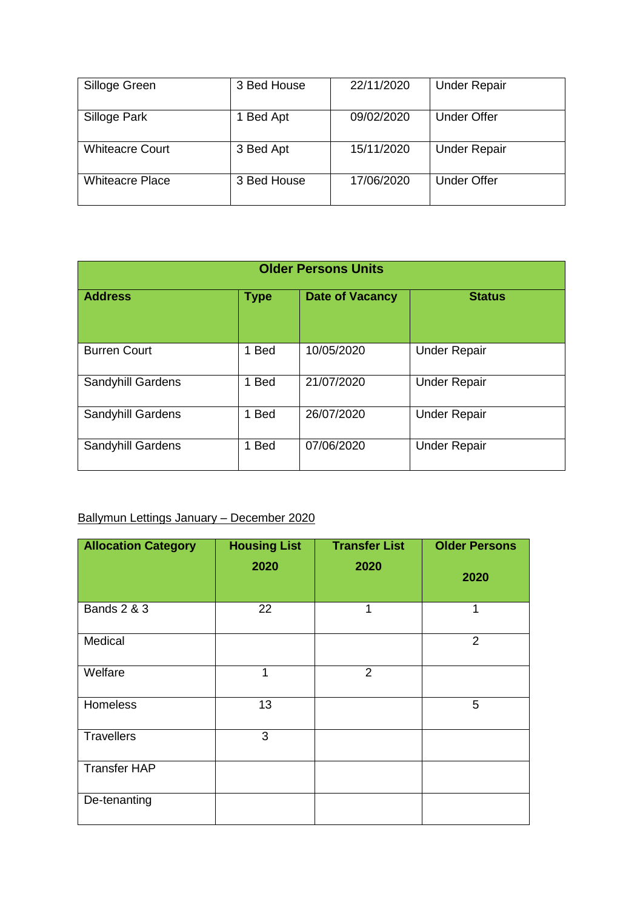| Silloge Green | 3 Bed House | 22/11/2020 | Under Repair |
|---|---|---|---|
| Silloge Park | 1 Bed Apt | 09/02/2020 | Under Offer |
| Whiteacre Court | 3 Bed Apt | 15/11/2020 | Under Repair |
| Whiteacre Place | 3 Bed House | 17/06/2020 | Under Offer |

| Older Persons Units | | | |
|---|---|---|---|
| **Address** | **Type** | **Date of Vacancy** | **Status** |
| Burren Court | 1 Bed | 10/05/2020 | Under Repair |
| Sandyhill Gardens | 1 Bed | 21/07/2020 | Under Repair |
| Sandyhill Gardens | 1 Bed | 26/07/2020 | Under Repair |
| Sandyhill Gardens | 1 Bed | 07/06/2020 | Under Repair |

Ballymun Lettings January – December 2020

| Allocation Category | Housing List 2020 | Transfer List 2020 | Older Persons 2020 |
|---|---|---|---|
| Bands 2 & 3 | 22 | 1 | 1 |
| Medical | | | 2 |
| Welfare | 1 | 2 | |
| Homeless | 13 | | 5 |
| Travellers | 3 | | |
| Transfer HAP | | | |
| De-tenanting | | | |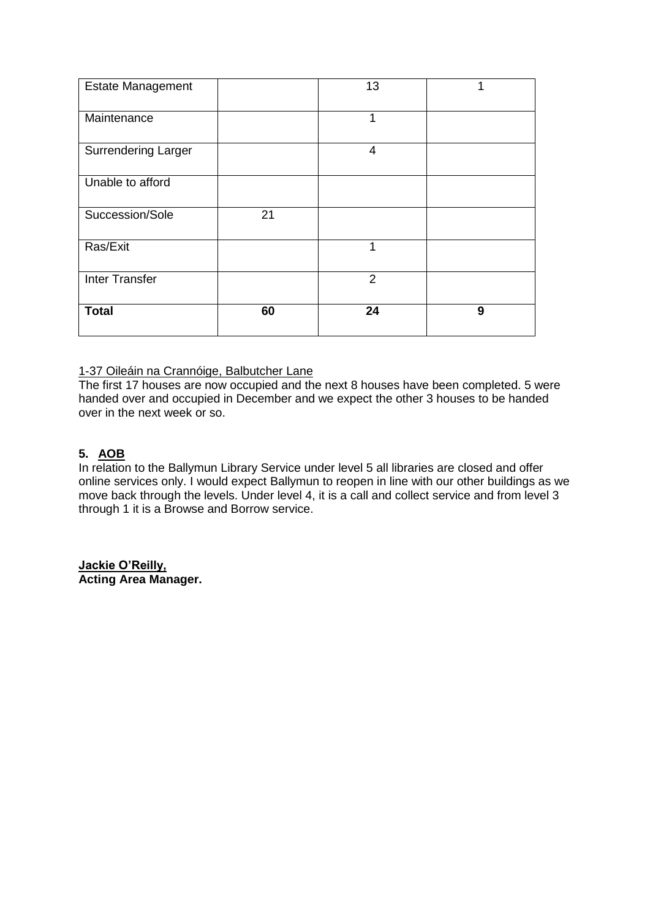| | | | |
|---|---|---|---|
| Estate Management | | 13 | 1 |
| Maintenance | | 1 | |
| Surrendering Larger | | 4 | |
| Unable to afford | | | |
| Succession/Sole | 21 | | |
| Ras/Exit | | 1 | |
| Inter Transfer | | 2 | |
| **Total** | **60** | **24** | **9** |

<u>1-37 Oileáin na Crannóige, Balbutcher Lane</u>

The first 17 houses are now occupied and the next 8 houses have been completed. 5 were handed over and occupied in December and we expect the other 3 houses to be handed over in the next week or so.

## 5. AOB

In relation to the Ballymun Library Service under level 5 all libraries are closed and offer online services only. I would expect Ballymun to reopen in line with our other buildings as we move back through the levels. Under level 4, it is a call and collect service and from level 3 through 1 it is a Browse and Borrow service.

**Jackie O'Reilly,**
**Acting Area Manager.**